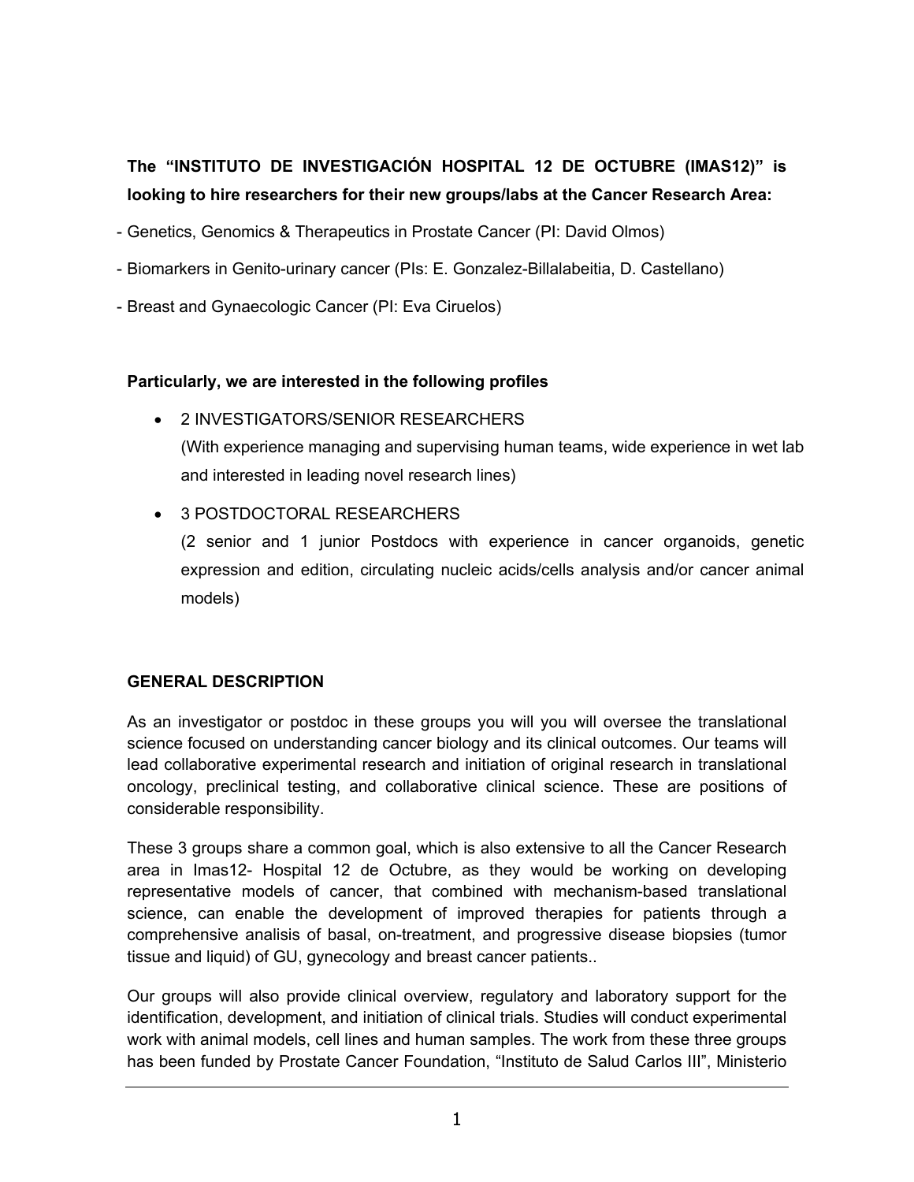**The "INSTITUTO DE INVESTIGACIÓN HOSPITAL 12 DE OCTUBRE (IMAS12)" is looking to hire researchers for their new groups/labs at the Cancer Research Area:**

- Genetics, Genomics & Therapeutics in Prostate Cancer (PI: David Olmos)
- Biomarkers in Genito-urinary cancer (PIs: E. Gonzalez-Billalabeitia, D. Castellano)
- Breast and Gynaecologic Cancer (PI: Eva Ciruelos)

**Particularly, we are interested in the following profiles**

- 2 INVESTIGATORS/SENIOR RESEARCHERS
  (With experience managing and supervising human teams, wide experience in wet lab and interested in leading novel research lines)
- 3 POSTDOCTORAL RESEARCHERS
  (2 senior and 1 junior Postdocs with experience in cancer organoids, genetic expression and edition, circulating nucleic acids/cells analysis and/or cancer animal models)

## GENERAL DESCRIPTION

As an investigator or postdoc in these groups you will you will oversee the translational science focused on understanding cancer biology and its clinical outcomes. Our teams will lead collaborative experimental research and initiation of original research in translational oncology, preclinical testing, and collaborative clinical science. These are positions of considerable responsibility.

These 3 groups share a common goal, which is also extensive to all the Cancer Research area in Imas12- Hospital 12 de Octubre, as they would be working on developing representative models of cancer, that combined with mechanism-based translational science, can enable the development of improved therapies for patients through a comprehensive analisis of basal, on-treatment, and progressive disease biopsies (tumor tissue and liquid) of GU, gynecology and breast cancer patients..

Our groups will also provide clinical overview, regulatory and laboratory support for the identification, development, and initiation of clinical trials. Studies will conduct experimental work with animal models, cell lines and human samples. The work from these three groups has been funded by Prostate Cancer Foundation, "Instituto de Salud Carlos III", Ministerio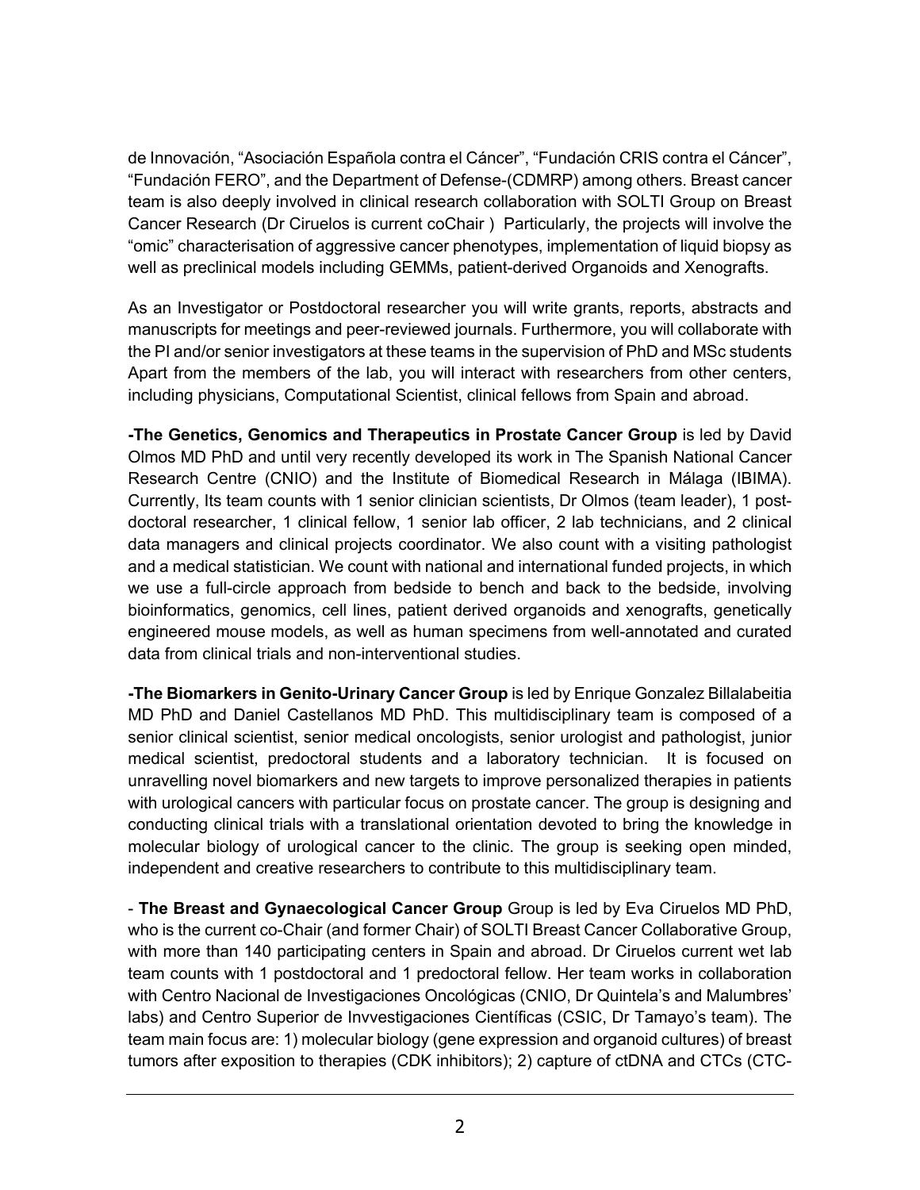de Innovación, “Asociación Española contra el Cáncer”, “Fundación CRIS contra el Cáncer”, “Fundación FERO”, and the Department of Defense-(CDMRP) among others. Breast cancer team is also deeply involved in clinical research collaboration with SOLTI Group on Breast Cancer Research (Dr Ciruelos is current coChair ) Particularly, the projects will involve the “omic” characterisation of aggressive cancer phenotypes, implementation of liquid biopsy as well as preclinical models including GEMMs, patient-derived Organoids and Xenografts.

As an Investigator or Postdoctoral researcher you will write grants, reports, abstracts and manuscripts for meetings and peer-reviewed journals. Furthermore, you will collaborate with the PI and/or senior investigators at these teams in the supervision of PhD and MSc students Apart from the members of the lab, you will interact with researchers from other centers, including physicians, Computational Scientist, clinical fellows from Spain and abroad.

**-The Genetics, Genomics and Therapeutics in Prostate Cancer Group** is led by David Olmos MD PhD and until very recently developed its work in The Spanish National Cancer Research Centre (CNIO) and the Institute of Biomedical Research in Málaga (IBIMA). Currently, Its team counts with 1 senior clinician scientists, Dr Olmos (team leader), 1 post-doctoral researcher, 1 clinical fellow, 1 senior lab officer, 2 lab technicians, and 2 clinical data managers and clinical projects coordinator. We also count with a visiting pathologist and a medical statistician. We count with national and international funded projects, in which we use a full-circle approach from bedside to bench and back to the bedside, involving bioinformatics, genomics, cell lines, patient derived organoids and xenografts, genetically engineered mouse models, as well as human specimens from well-annotated and curated data from clinical trials and non-interventional studies.

**-The Biomarkers in Genito-Urinary Cancer Group** is led by Enrique Gonzalez Billalabeitia MD PhD and Daniel Castellanos MD PhD. This multidisciplinary team is composed of a senior clinical scientist, senior medical oncologists, senior urologist and pathologist, junior medical scientist, predoctoral students and a laboratory technician. It is focused on unravelling novel biomarkers and new targets to improve personalized therapies in patients with urological cancers with particular focus on prostate cancer. The group is designing and conducting clinical trials with a translational orientation devoted to bring the knowledge in molecular biology of urological cancer to the clinic. The group is seeking open minded, independent and creative researchers to contribute to this multidisciplinary team.

- **The Breast and Gynaecological Cancer Group** Group is led by Eva Ciruelos MD PhD, who is the current co-Chair (and former Chair) of SOLTI Breast Cancer Collaborative Group, with more than 140 participating centers in Spain and abroad. Dr Ciruelos current wet lab team counts with 1 postdoctoral and 1 predoctoral fellow. Her team works in collaboration with Centro Nacional de Investigaciones Oncológicas (CNIO, Dr Quintela’s and Malumbres’ labs) and Centro Superior de Invvestigaciones Científicas (CSIC, Dr Tamayo’s team). The team main focus are: 1) molecular biology (gene expression and organoid cultures) of breast tumors after exposition to therapies (CDK inhibitors); 2) capture of ctDNA and CTCs (CTC-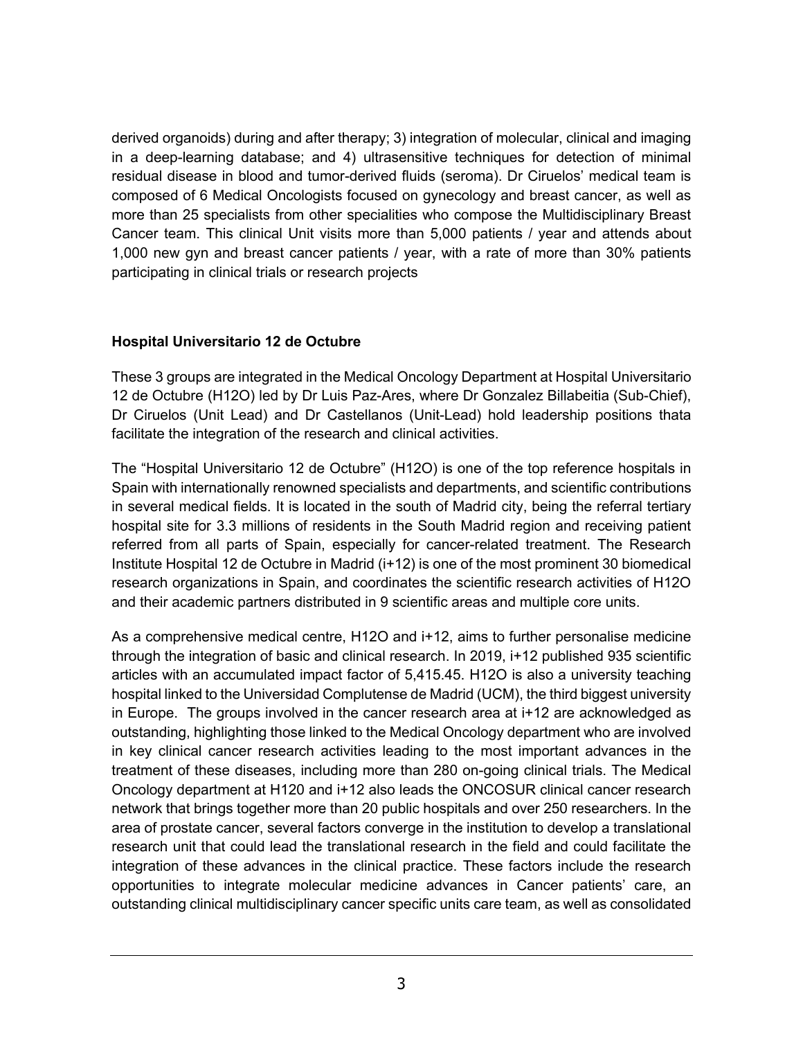derived organoids) during and after therapy; 3) integration of molecular, clinical and imaging in a deep-learning database; and 4) ultrasensitive techniques for detection of minimal residual disease in blood and tumor-derived fluids (seroma). Dr Ciruelos' medical team is composed of 6 Medical Oncologists focused on gynecology and breast cancer, as well as more than 25 specialists from other specialities who compose the Multidisciplinary Breast Cancer team. This clinical Unit visits more than 5,000 patients / year and attends about 1,000 new gyn and breast cancer patients / year, with a rate of more than 30% patients participating in clinical trials or research projects

**Hospital Universitario 12 de Octubre**

These 3 groups are integrated in the Medical Oncology Department at Hospital Universitario 12 de Octubre (H12O) led by Dr Luis Paz-Ares, where Dr Gonzalez Billabeitia (Sub-Chief), Dr Ciruelos (Unit Lead) and Dr Castellanos (Unit-Lead) hold leadership positions thata facilitate the integration of the research and clinical activities.

The "Hospital Universitario 12 de Octubre" (H12O) is one of the top reference hospitals in Spain with internationally renowned specialists and departments, and scientific contributions in several medical fields. It is located in the south of Madrid city, being the referral tertiary hospital site for 3.3 millions of residents in the South Madrid region and receiving patient referred from all parts of Spain, especially for cancer-related treatment. The Research Institute Hospital 12 de Octubre in Madrid (i+12) is one of the most prominent 30 biomedical research organizations in Spain, and coordinates the scientific research activities of H12O and their academic partners distributed in 9 scientific areas and multiple core units.

As a comprehensive medical centre, H12O and i+12, aims to further personalise medicine through the integration of basic and clinical research. In 2019, i+12 published 935 scientific articles with an accumulated impact factor of 5,415.45. H12O is also a university teaching hospital linked to the Universidad Complutense de Madrid (UCM), the third biggest university in Europe. The groups involved in the cancer research area at i+12 are acknowledged as outstanding, highlighting those linked to the Medical Oncology department who are involved in key clinical cancer research activities leading to the most important advances in the treatment of these diseases, including more than 280 on-going clinical trials. The Medical Oncology department at H120 and i+12 also leads the ONCOSUR clinical cancer research network that brings together more than 20 public hospitals and over 250 researchers. In the area of prostate cancer, several factors converge in the institution to develop a translational research unit that could lead the translational research in the field and could facilitate the integration of these advances in the clinical practice. These factors include the research opportunities to integrate molecular medicine advances in Cancer patients' care, an outstanding clinical multidisciplinary cancer specific units care team, as well as consolidated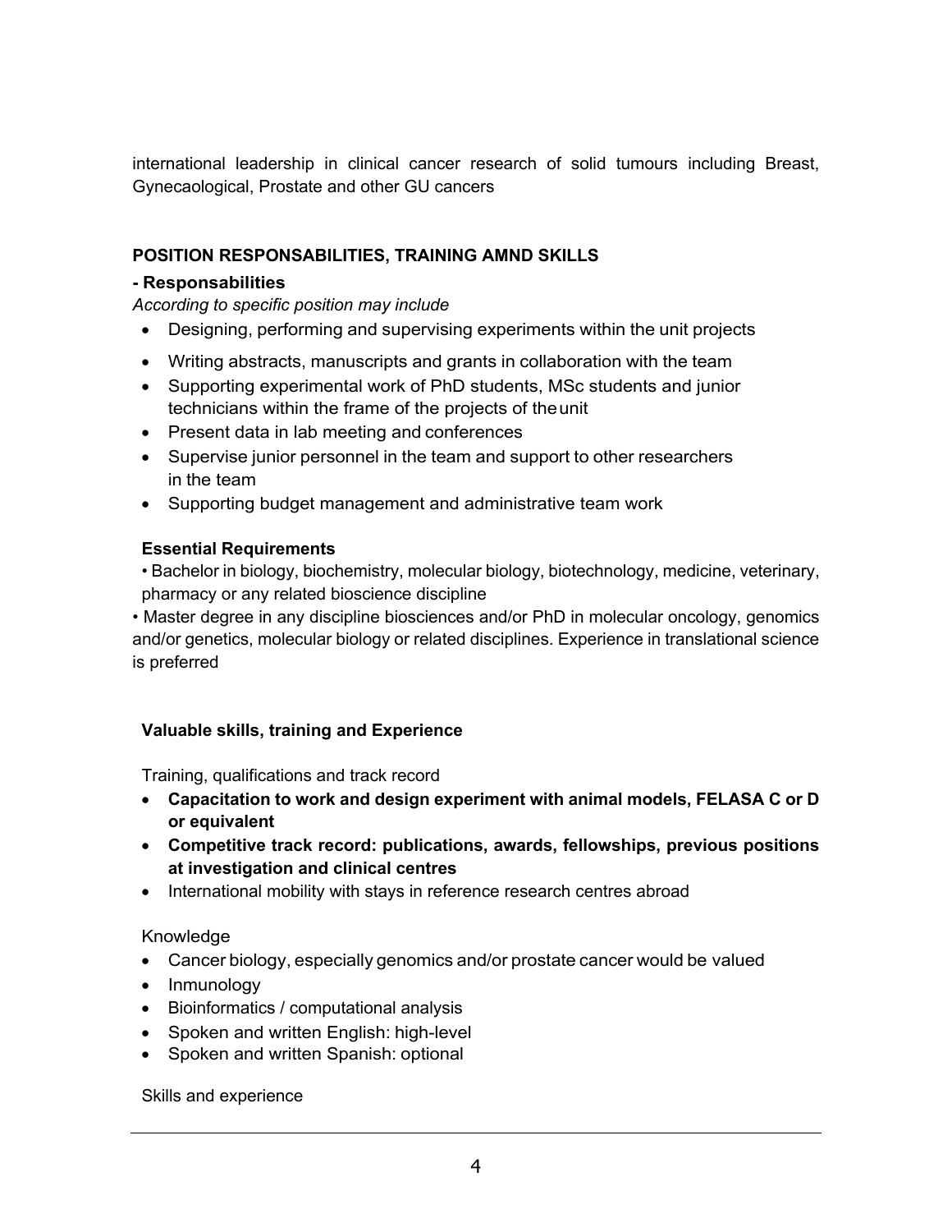international leadership in clinical cancer research of solid tumours including Breast, Gynecaological, Prostate and other GU cancers

**POSITION RESPONSABILITIES, TRAINING AMND SKILLS**

**- Responsabilities**

*According to specific position may include*

- Designing, performing and supervising experiments within the unit projects
- Writing abstracts, manuscripts and grants in collaboration with the team
- Supporting experimental work of PhD students, MSc students and junior technicians within the frame of the projects of the unit
- Present data in lab meeting and conferences
- Supervise junior personnel in the team and support to other researchers in the team
- Supporting budget management and administrative team work

**Essential Requirements**

- Bachelor in biology, biochemistry, molecular biology, biotechnology, medicine, veterinary, pharmacy or any related bioscience discipline
- Master degree in any discipline biosciences and/or PhD in molecular oncology, genomics and/or genetics, molecular biology or related disciplines. Experience in translational science is preferred

**Valuable skills, training and Experience**

Training, qualifications and track record

- **Capacitation to work and design experiment with animal models, FELASA C or D or equivalent**
- **Competitive track record: publications, awards, fellowships, previous positions at investigation and clinical centres**
- International mobility with stays in reference research centres abroad

Knowledge

- Cancer biology, especially genomics and/or prostate cancer would be valued
- Inmunology
- Bioinformatics / computational analysis
- Spoken and written English: high-level
- Spoken and written Spanish: optional

Skills and experience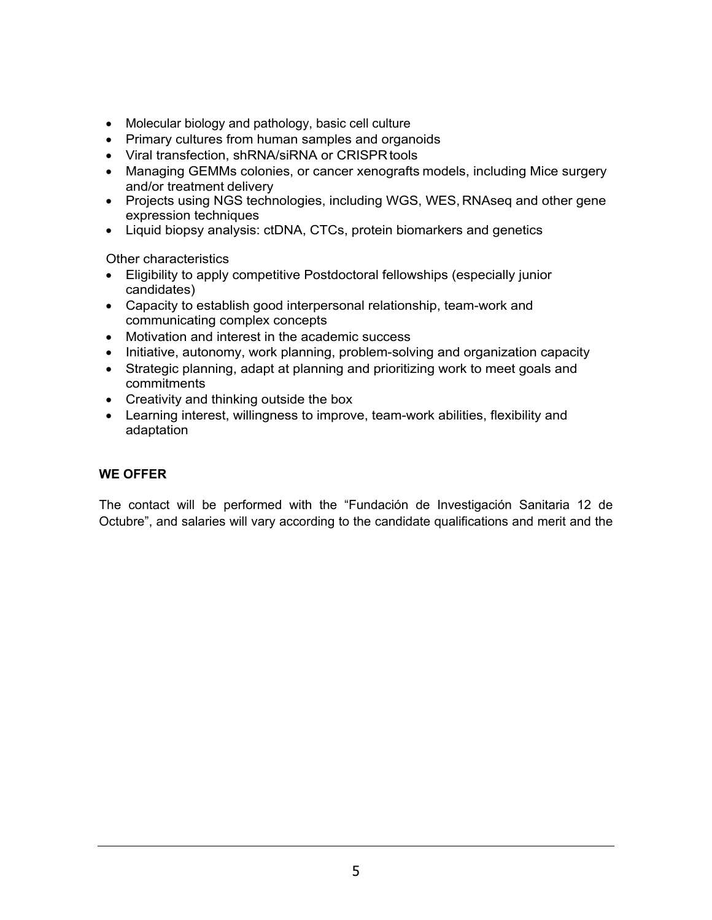- Molecular biology and pathology, basic cell culture
- Primary cultures from human samples and organoids
- Viral transfection, shRNA/siRNA or CRISPR tools
- Managing GEMMs colonies, or cancer xenografts models, including Mice surgery and/or treatment delivery
- Projects using NGS technologies, including WGS, WES, RNAseq and other gene expression techniques
- Liquid biopsy analysis: ctDNA, CTCs, protein biomarkers and genetics

Other characteristics

- Eligibility to apply competitive Postdoctoral fellowships (especially junior candidates)
- Capacity to establish good interpersonal relationship, team-work and communicating complex concepts
- Motivation and interest in the academic success
- Initiative, autonomy, work planning, problem-solving and organization capacity
- Strategic planning, adapt at planning and prioritizing work to meet goals and commitments
- Creativity and thinking outside the box
- Learning interest, willingness to improve, team-work abilities, flexibility and adaptation

**WE OFFER**

The contact will be performed with the “Fundación de Investigación Sanitaria 12 de Octubre”, and salaries will vary according to the candidate qualifications and merit and the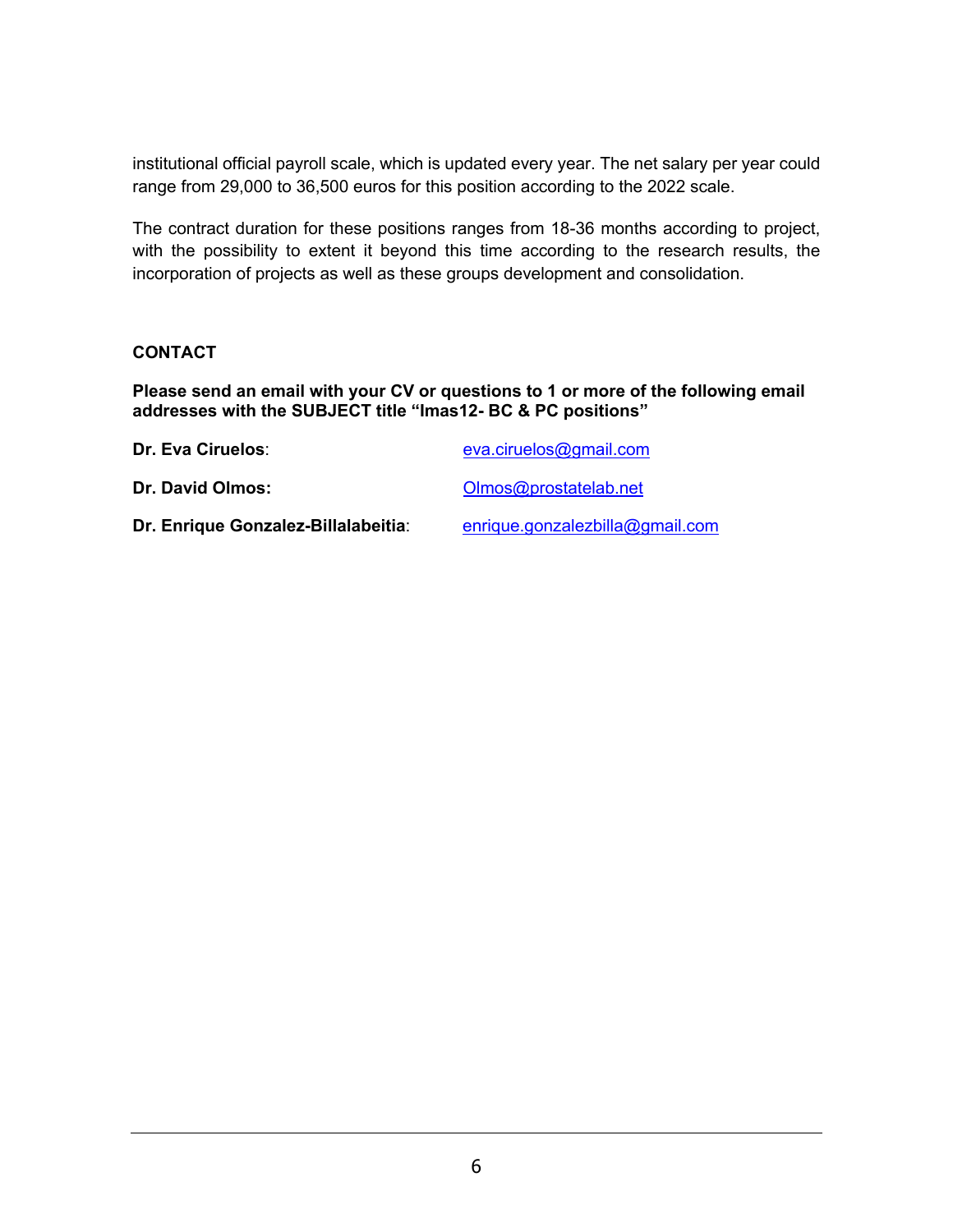institutional official payroll scale, which is updated every year. The net salary per year could range from 29,000 to 36,500 euros for this position according to the 2022 scale.

The contract duration for these positions ranges from 18-36 months according to project, with the possibility to extent it beyond this time according to the research results, the incorporation of projects as well as these groups development and consolidation.

**CONTACT**

**Please send an email with your CV or questions to 1 or more of the following email addresses with the SUBJECT title "Imas12- BC & PC positions"**

**Dr. Eva Ciruelos**: eva.ciruelos@gmail.com

**Dr. David Olmos:** Olmos@prostatelab.net

**Dr. Enrique Gonzalez-Billalabeitia**: enrique.gonzalezbilla@gmail.com